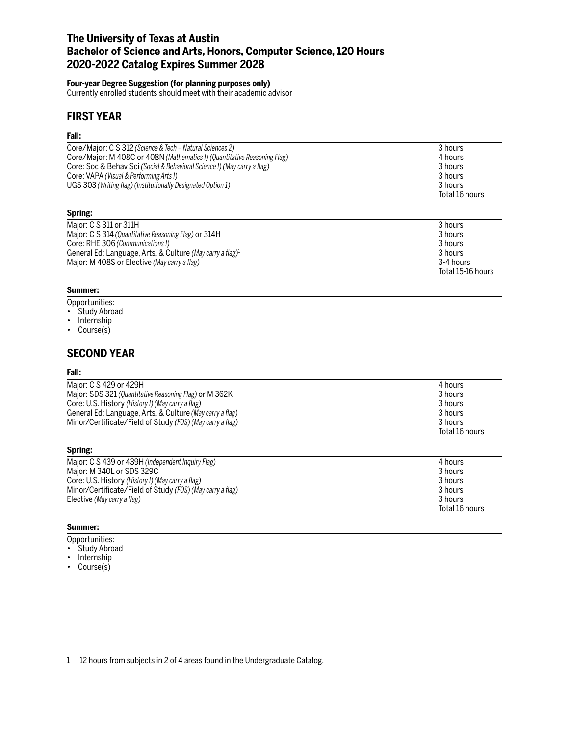# The University of Texas at Austin
# Bachelor of Science and Arts, Honors, Computer Science, 120 Hours
# 2020-2022 Catalog Expires Summer 2028

**Four-year Degree Suggestion (for planning purposes only)**
Currently enrolled students should meet with their academic advisor

## FIRST YEAR

### Fall:

| | |
|---|---|
| Core/Major: C S 312 *(Science & Tech – Natural Sciences 2)* | 3 hours |
| Core/Major: M 408C or 408N *(Mathematics I) (Quantitative Reasoning Flag)* | 4 hours |
| Core: Soc & Behav Sci *(Social & Behavioral Science I) (May carry a flag)* | 3 hours |
| Core: VAPA *(Visual & Performing Arts I)* | 3 hours |
| UGS 303 *(Writing flag) (Institutionally Designated Option 1)* | 3 hours |
| | Total 16 hours |

### Spring:

| | |
|---|---|
| Major: C S 311 or 311H | 3 hours |
| Major: C S 314 *(Quantitative Reasoning Flag)* or 314H | 3 hours |
| Core: RHE 306 *(Communications I)* | 3 hours |
| General Ed: Language, Arts, & Culture *(May carry a flag)*[1] | 3 hours |
| Major: M 408S or Elective *(May carry a flag)* | 3-4 hours |
| | Total 15-16 hours |

### Summer:

Opportunities:
- Study Abroad
- Internship
- Course(s)

## SECOND YEAR

### Fall:

| | |
|---|---|
| Major: C S 429 or 429H | 4 hours |
| Major: SDS 321 *(Quantitative Reasoning Flag)* or M 362K | 3 hours |
| Core: U.S. History *(History I) (May carry a flag)* | 3 hours |
| General Ed: Language, Arts, & Culture *(May carry a flag)* | 3 hours |
| Minor/Certificate/Field of Study *(FOS) (May carry a flag)* | 3 hours |
| | Total 16 hours |

### Spring:

| | |
|---|---|
| Major: C S 439 or 439H *(Independent Inquiry Flag)* | 4 hours |
| Major: M 340L or SDS 329C | 3 hours |
| Core: U.S. History *(History I) (May carry a flag)* | 3 hours |
| Minor/Certificate/Field of Study *(FOS) (May carry a flag)* | 3 hours |
| Elective *(May carry a flag)* | 3 hours |
| | Total 16 hours |

### Summer:

Opportunities:
- Study Abroad
- Internship
- Course(s)

---

1 12 hours from subjects in 2 of 4 areas found in the Undergraduate Catalog.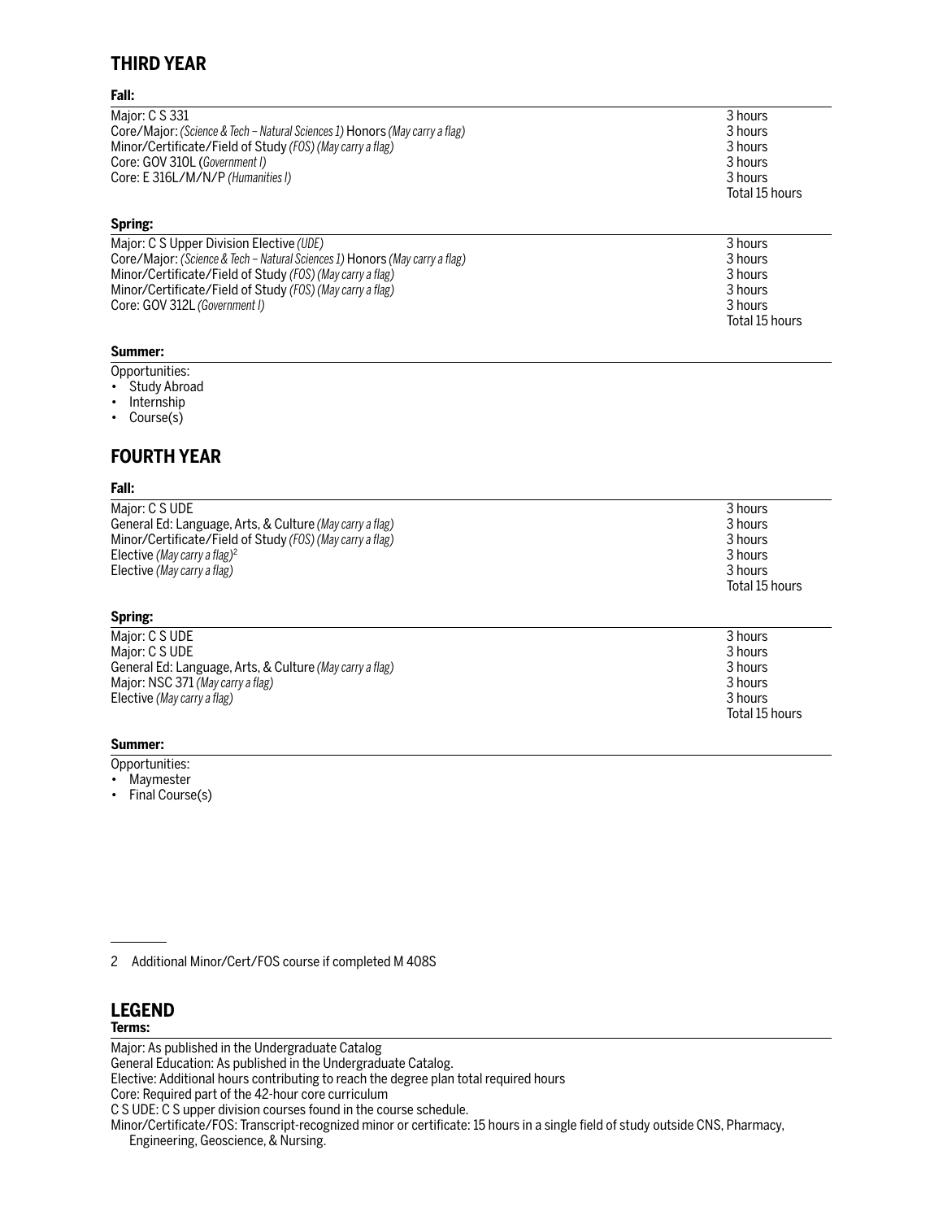## THIRD YEAR

**Fall:**

| | |
|---|---|
| Major: C S 331 | 3 hours |
| Core/Major: *(Science & Tech – Natural Sciences 1)* Honors *(May carry a flag)* | 3 hours |
| Minor/Certificate/Field of Study *(FOS) (May carry a flag)* | 3 hours |
| Core: GOV 310L (*Government I)* | 3 hours |
| Core: E 316L/M/N/P *(Humanities I)* | 3 hours |
| | Total 15 hours |

**Spring:**

| | |
|---|---|
| Major: C S Upper Division Elective *(UDE)* | 3 hours |
| Core/Major: *(Science & Tech – Natural Sciences 1)* Honors *(May carry a flag)* | 3 hours |
| Minor/Certificate/Field of Study *(FOS) (May carry a flag)* | 3 hours |
| Minor/Certificate/Field of Study *(FOS) (May carry a flag)* | 3 hours |
| Core: GOV 312L *(Government I)* | 3 hours |
| | Total 15 hours |

**Summer:**

Opportunities:

- Study Abroad
- Internship
- Course(s)

## FOURTH YEAR

**Fall:**

| | |
|---|---|
| Major: C S UDE | 3 hours |
| General Ed: Language, Arts, & Culture *(May carry a flag)* | 3 hours |
| Minor/Certificate/Field of Study *(FOS) (May carry a flag)* | 3 hours |
| Elective *(May carry a flag)*[2] | 3 hours |
| Elective *(May carry a flag)* | 3 hours |
| | Total 15 hours |

**Spring:**

| | |
|---|---|
| Major: C S UDE | 3 hours |
| Major: C S UDE | 3 hours |
| General Ed: Language, Arts, & Culture *(May carry a flag)* | 3 hours |
| Major: NSC 371 *(May carry a flag)* | 3 hours |
| Elective *(May carry a flag)* | 3 hours |
| | Total 15 hours |

**Summer:**

Opportunities:

- Maymester
- Final Course(s)

---

2 Additional Minor/Cert/FOS course if completed M 408S

## LEGEND

**Terms:**

Major: As published in the Undergraduate Catalog

General Education: As published in the Undergraduate Catalog.

Elective: Additional hours contributing to reach the degree plan total required hours

Core: Required part of the 42-hour core curriculum

C S UDE: C S upper division courses found in the course schedule.

Minor/Certificate/FOS: Transcript-recognized minor or certificate: 15 hours in a single field of study outside CNS, Pharmacy, Engineering, Geoscience, & Nursing.